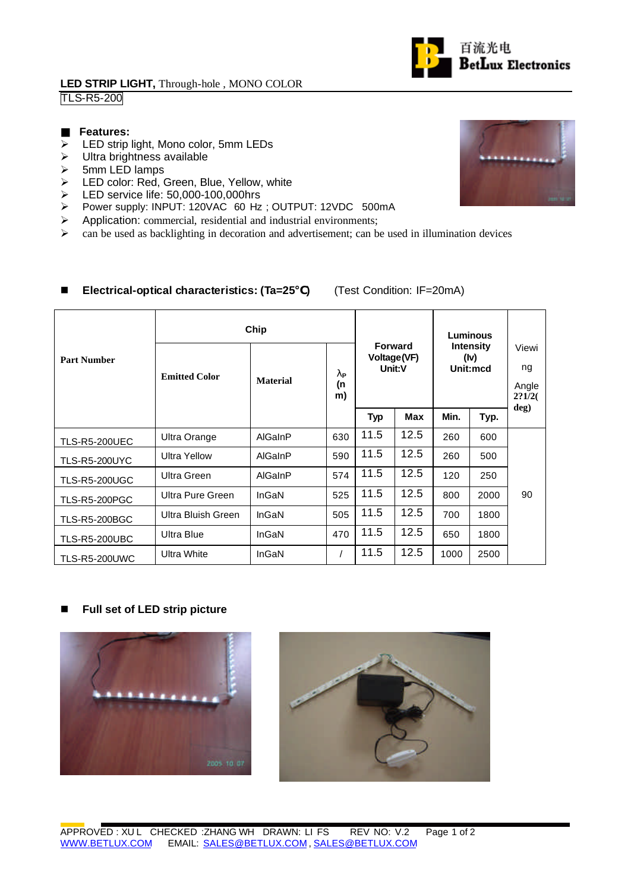**LED STRIP LIGHT,** Through-hole , MONO COLOR

TLS-R5-200

■ **Features:**

- LED strip light, Mono color, 5mm LEDs
- Ultra brightness available
- 5mm LED lamps
- LED color: Red, Green, Blue, Yellow, white
- LED service life: 50,000-100,000hrs
- Power supply: INPUT: 120VAC 60 Hz ; OUTPUT: 12VDC 500mA
- Application: commercial, residential and industrial environments;
- can be used as backlighting in decoration and advertisement; can be used in illumination devices

■ **Electrical-optical characteristics: (Ta=25°C)** (Test Condition: IF=20mA)

| Part Number | Chip | | | Forward Voltage(VF) Unit:V | | Luminous Intensity (Iv) Unit:mcd | | Viewing Angle 2?1/2(deg) |
|---|---|---|---|---|---|---|---|---|
| | Emitted Color | Material | λP (nm) | Typ | Max | Min. | Typ. | |
| TLS-R5-200UEC | Ultra Orange | AlGaInP | 630 | 11.5 | 12.5 | 260 | 600 | 90 |
| TLS-R5-200UYC | Ultra Yellow | AlGaInP | 590 | 11.5 | 12.5 | 260 | 500 | |
| TLS-R5-200UGC | Ultra Green | AlGaInP | 574 | 11.5 | 12.5 | 120 | 250 | |
| TLS-R5-200PGC | Ultra Pure Green | InGaN | 525 | 11.5 | 12.5 | 800 | 2000 | |
| TLS-R5-200BGC | Ultra Bluish Green | InGaN | 505 | 11.5 | 12.5 | 700 | 1800 | |
| TLS-R5-200UBC | Ultra Blue | InGaN | 470 | 11.5 | 12.5 | 650 | 1800 | |
| TLS-R5-200UWC | Ultra White | InGaN | / | 11.5 | 12.5 | 1000 | 2500 | |

■ **Full set of LED strip picture**

APPROVED : XU L CHECKED :ZHANG WH DRAWN: LI FS REV NO: V.2

WWW.BETLUX.COM EMAIL: SALES@BETLUX.COM , SALES@BETLUX.COM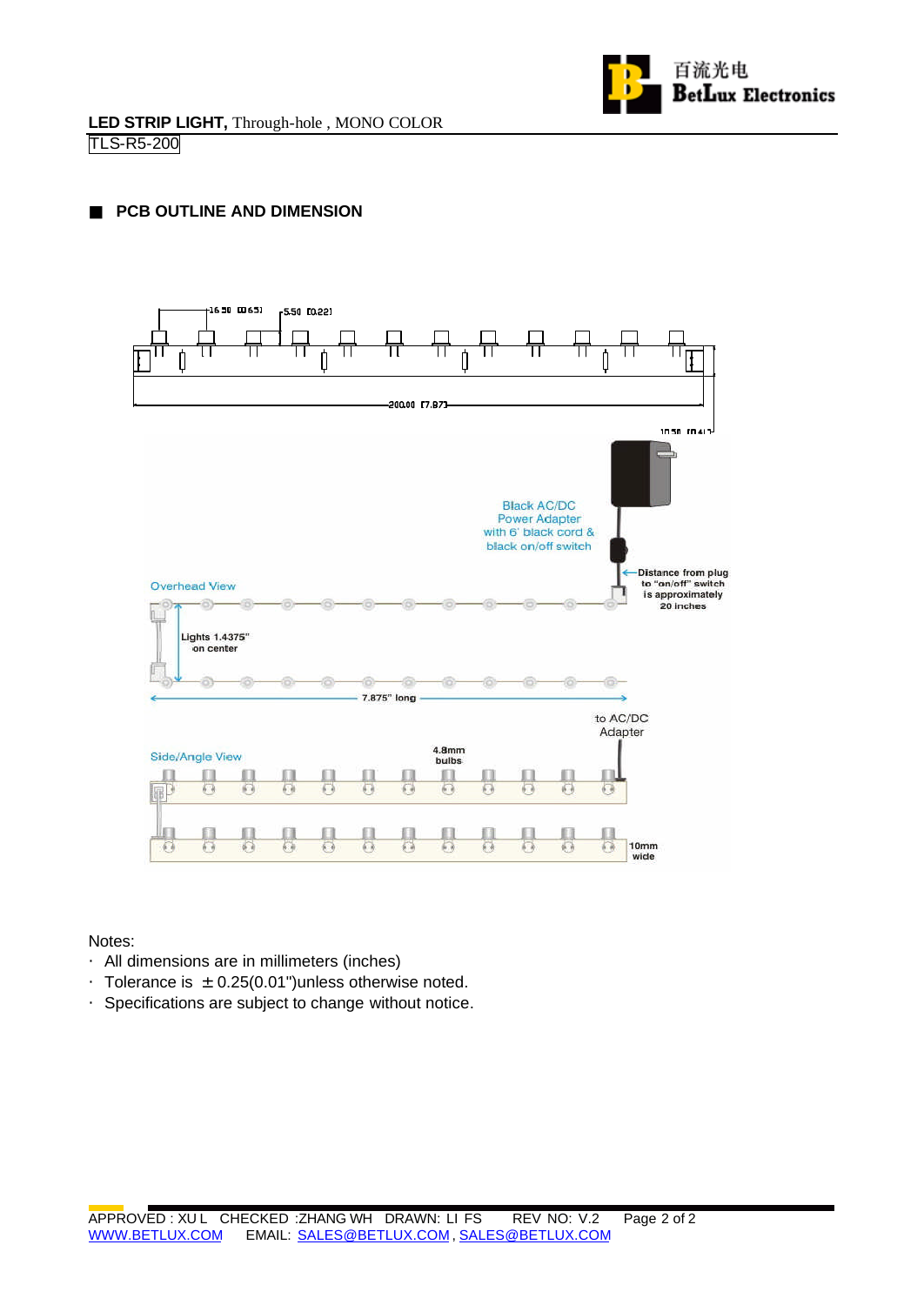**LED STRIP LIGHT,** Through-hole , MONO COLOR

TLS-R5-200

## ■ PCB OUTLINE AND DIMENSION

16.50 [0.65]
5.50 [0.22]
200.00 [7.87]
10.50 [0.41]

Black AC/DC Power Adapter with 6' black cord & black on/off switch

Distance from plug to "on/off" switch is approximately 20 inches

Overhead View

Lights 1.4375" on center

7.875" long

to AC/DC Adapter

Side/Angle View

4.8mm bulbs

10mm wide

Notes:

- All dimensions are in millimeters (inches)
- Tolerance is ±0.25(0.01")unless otherwise noted.
- Specifications are subject to change without notice.

APPROVED : XU L CHECKED :ZHANG WH DRAWN: LI FS REV NO: V.2

WWW.BETLUX.COM EMAIL: SALES@BETLUX.COM , SALES@BETLUX.COM